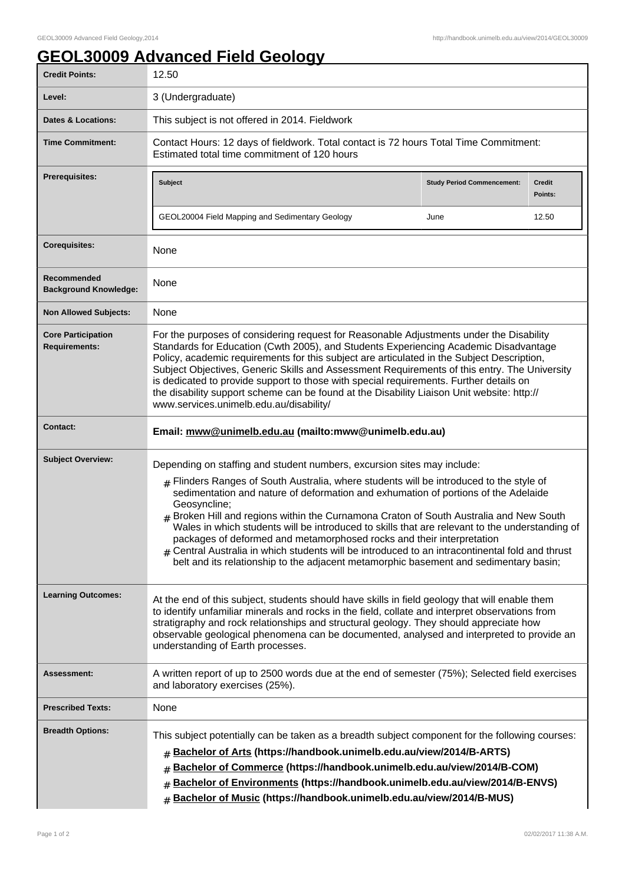# GEOL30009 Advanced Field Geology

| | |
|---|---|
| **Credit Points:** | 12.50 |
| **Level:** | 3 (Undergraduate) |
| **Dates & Locations:** | This subject is not offered in 2014. Fieldwork |
| **Time Commitment:** | Contact Hours: 12 days of fieldwork. Total contact is 72 hours Total Time Commitment: Estimated total time commitment of 120 hours |
| **Prerequisites:** | **Subject**: GEOL20004 Field Mapping and Sedimentary Geology; **Study Period Commencement**: June; **Credit Points**: 12.50 |
| **Corequisites:** | None |
| **Recommended Background Knowledge:** | None |
| **Non Allowed Subjects:** | None |
| **Core Participation Requirements:** | For the purposes of considering request for Reasonable Adjustments under the Disability Standards for Education (Cwth 2005), and Students Experiencing Academic Disadvantage Policy, academic requirements for this subject are articulated in the Subject Description, Subject Objectives, Generic Skills and Assessment Requirements of this entry. The University is dedicated to provide support to those with special requirements. Further details on the disability support scheme can be found at the Disability Liaison Unit website: http://www.services.unimelb.edu.au/disability/ |
| **Contact:** | **Email: mww@unimelb.edu.au (mailto:mww@unimelb.edu.au)** |
| **Subject Overview:** | Depending on staffing and student numbers, excursion sites may include:<br># Flinders Ranges of South Australia, where students will be introduced to the style of sedimentation and nature of deformation and exhumation of portions of the Adelaide Geosyncline;<br># Broken Hill and regions within the Curnamona Craton of South Australia and New South Wales in which students will be introduced to skills that are relevant to the understanding of packages of deformed and metamorphosed rocks and their interpretation<br># Central Australia in which students will be introduced to an intracontinental fold and thrust belt and its relationship to the adjacent metamorphic basement and sedimentary basin; |
| **Learning Outcomes:** | At the end of this subject, students should have skills in field geology that will enable them to identify unfamiliar minerals and rocks in the field, collate and interpret observations from stratigraphy and rock relationships and structural geology. They should appreciate how observable geological phenomena can be documented, analysed and interpreted to provide an understanding of Earth processes. |
| **Assessment:** | A written report of up to 2500 words due at the end of semester (75%); Selected field exercises and laboratory exercises (25%). |
| **Prescribed Texts:** | None |
| **Breadth Options:** | This subject potentially can be taken as a breadth subject component for the following courses:<br># **Bachelor of Arts (https://handbook.unimelb.edu.au/view/2014/B-ARTS)**<br># **Bachelor of Commerce (https://handbook.unimelb.edu.au/view/2014/B-COM)**<br># **Bachelor of Environments (https://handbook.unimelb.edu.au/view/2014/B-ENVS)**<br># **Bachelor of Music (https://handbook.unimelb.edu.au/view/2014/B-MUS)** |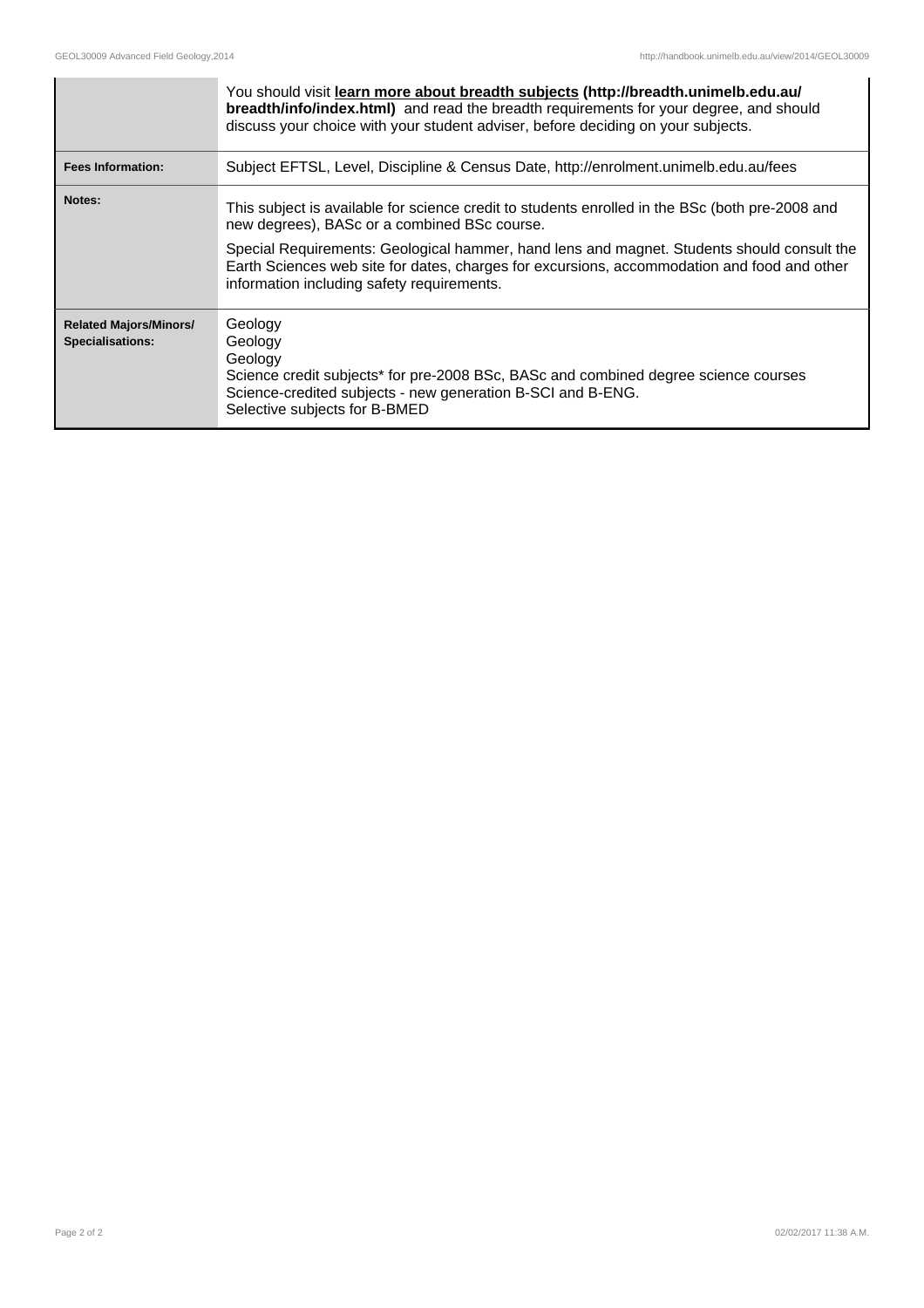| | |
|---|---|
| | You should visit **learn more about breadth subjects (http://breadth.unimelb.edu.au/breadth/info/index.html)** and read the breadth requirements for your degree, and should discuss your choice with your student adviser, before deciding on your subjects. |
| **Fees Information:** | Subject EFTSL, Level, Discipline & Census Date, http://enrolment.unimelb.edu.au/fees |
| **Notes:** | This subject is available for science credit to students enrolled in the BSc (both pre-2008 and new degrees), BASc or a combined BSc course.<br><br>Special Requirements: Geological hammer, hand lens and magnet. Students should consult the Earth Sciences web site for dates, charges for excursions, accommodation and food and other information including safety requirements. |
| **Related Majors/Minors/ Specialisations:** | Geology<br>Geology<br>Geology<br>Science credit subjects* for pre-2008 BSc, BASc and combined degree science courses<br>Science-credited subjects - new generation B-SCI and B-ENG.<br>Selective subjects for B-BMED |